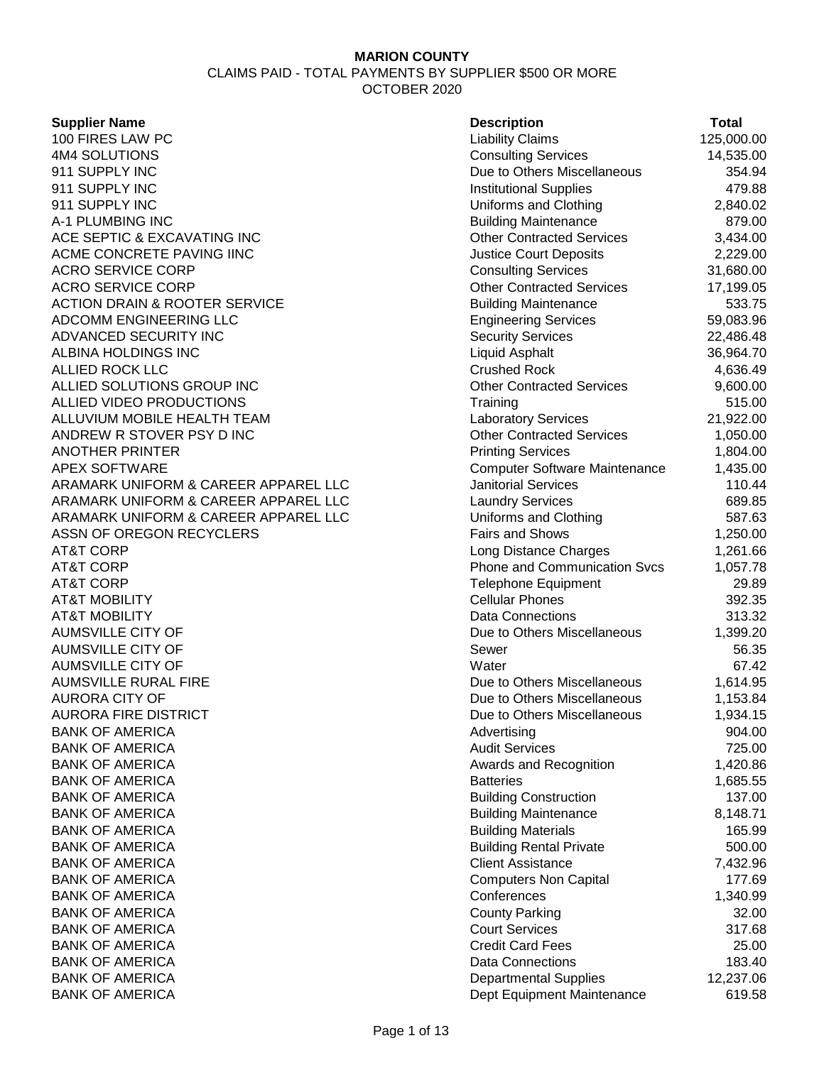**MARION COUNTY**

CLAIMS PAID - TOTAL PAYMENTS BY SUPPLIER $500 OR MORE

OCTOBER 2020

| Supplier Name | Description | Total |
|---|---|---|
| 100 FIRES LAW PC | Liability Claims | 125,000.00 |
| 4M4 SOLUTIONS | Consulting Services | 14,535.00 |
| 911 SUPPLY INC | Due to Others Miscellaneous | 354.94 |
| 911 SUPPLY INC | Institutional Supplies | 479.88 |
| 911 SUPPLY INC | Uniforms and Clothing | 2,840.02 |
| A-1 PLUMBING INC | Building Maintenance | 879.00 |
| ACE SEPTIC & EXCAVATING INC | Other Contracted Services | 3,434.00 |
| ACME CONCRETE PAVING IINC | Justice Court Deposits | 2,229.00 |
| ACRO SERVICE CORP | Consulting Services | 31,680.00 |
| ACRO SERVICE CORP | Other Contracted Services | 17,199.05 |
| ACTION DRAIN & ROOTER SERVICE | Building Maintenance | 533.75 |
| ADCOMM ENGINEERING LLC | Engineering Services | 59,083.96 |
| ADVANCED SECURITY INC | Security Services | 22,486.48 |
| ALBINA HOLDINGS INC | Liquid Asphalt | 36,964.70 |
| ALLIED ROCK LLC | Crushed Rock | 4,636.49 |
| ALLIED SOLUTIONS GROUP INC | Other Contracted Services | 9,600.00 |
| ALLIED VIDEO PRODUCTIONS | Training | 515.00 |
| ALLUVIUM MOBILE HEALTH TEAM | Laboratory Services | 21,922.00 |
| ANDREW R STOVER PSY D INC | Other Contracted Services | 1,050.00 |
| ANOTHER PRINTER | Printing Services | 1,804.00 |
| APEX SOFTWARE | Computer Software Maintenance | 1,435.00 |
| ARAMARK UNIFORM & CAREER APPAREL LLC | Janitorial Services | 110.44 |
| ARAMARK UNIFORM & CAREER APPAREL LLC | Laundry Services | 689.85 |
| ARAMARK UNIFORM & CAREER APPAREL LLC | Uniforms and Clothing | 587.63 |
| ASSN OF OREGON RECYCLERS | Fairs and Shows | 1,250.00 |
| AT&T CORP | Long Distance Charges | 1,261.66 |
| AT&T CORP | Phone and Communication Svcs | 1,057.78 |
| AT&T CORP | Telephone Equipment | 29.89 |
| AT&T MOBILITY | Cellular Phones | 392.35 |
| AT&T MOBILITY | Data Connections | 313.32 |
| AUMSVILLE CITY OF | Due to Others Miscellaneous | 1,399.20 |
| AUMSVILLE CITY OF | Sewer | 56.35 |
| AUMSVILLE CITY OF | Water | 67.42 |
| AUMSVILLE RURAL FIRE | Due to Others Miscellaneous | 1,614.95 |
| AURORA CITY OF | Due to Others Miscellaneous | 1,153.84 |
| AURORA FIRE DISTRICT | Due to Others Miscellaneous | 1,934.15 |
| BANK OF AMERICA | Advertising | 904.00 |
| BANK OF AMERICA | Audit Services | 725.00 |
| BANK OF AMERICA | Awards and Recognition | 1,420.86 |
| BANK OF AMERICA | Batteries | 1,685.55 |
| BANK OF AMERICA | Building Construction | 137.00 |
| BANK OF AMERICA | Building Maintenance | 8,148.71 |
| BANK OF AMERICA | Building Materials | 165.99 |
| BANK OF AMERICA | Building Rental Private | 500.00 |
| BANK OF AMERICA | Client Assistance | 7,432.96 |
| BANK OF AMERICA | Computers Non Capital | 177.69 |
| BANK OF AMERICA | Conferences | 1,340.99 |
| BANK OF AMERICA | County Parking | 32.00 |
| BANK OF AMERICA | Court Services | 317.68 |
| BANK OF AMERICA | Credit Card Fees | 25.00 |
| BANK OF AMERICA | Data Connections | 183.40 |
| BANK OF AMERICA | Departmental Supplies | 12,237.06 |
| BANK OF AMERICA | Dept Equipment Maintenance | 619.58 |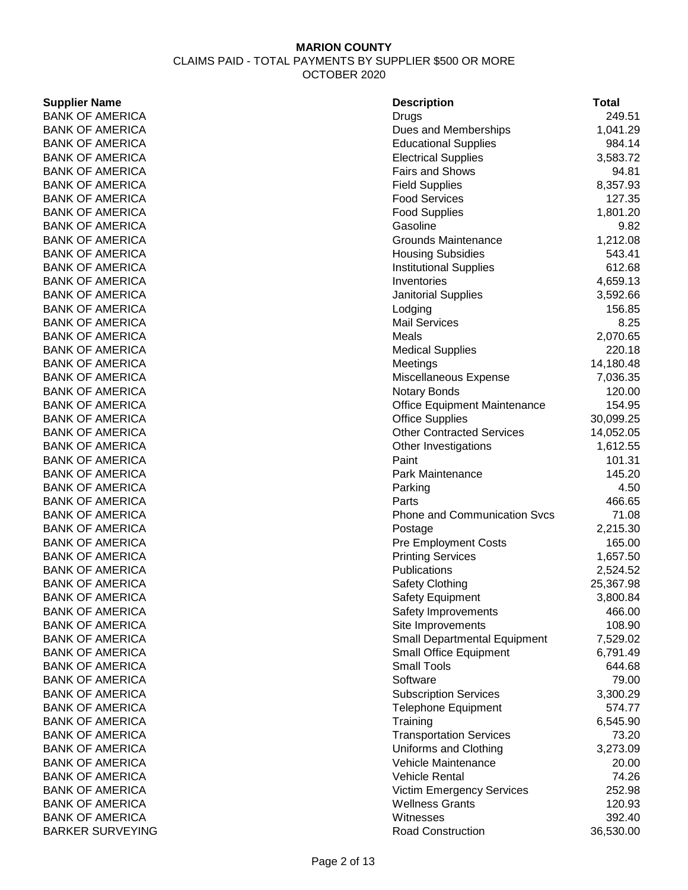**MARION COUNTY**

CLAIMS PAID - TOTAL PAYMENTS BY SUPPLIER $500 OR MORE

OCTOBER 2020

| Supplier Name | Description | Total |
|---|---|---|
| BANK OF AMERICA | Drugs | 249.51 |
| BANK OF AMERICA | Dues and Memberships | 1,041.29 |
| BANK OF AMERICA | Educational Supplies | 984.14 |
| BANK OF AMERICA | Electrical Supplies | 3,583.72 |
| BANK OF AMERICA | Fairs and Shows | 94.81 |
| BANK OF AMERICA | Field Supplies | 8,357.93 |
| BANK OF AMERICA | Food Services | 127.35 |
| BANK OF AMERICA | Food Supplies | 1,801.20 |
| BANK OF AMERICA | Gasoline | 9.82 |
| BANK OF AMERICA | Grounds Maintenance | 1,212.08 |
| BANK OF AMERICA | Housing Subsidies | 543.41 |
| BANK OF AMERICA | Institutional Supplies | 612.68 |
| BANK OF AMERICA | Inventories | 4,659.13 |
| BANK OF AMERICA | Janitorial Supplies | 3,592.66 |
| BANK OF AMERICA | Lodging | 156.85 |
| BANK OF AMERICA | Mail Services | 8.25 |
| BANK OF AMERICA | Meals | 2,070.65 |
| BANK OF AMERICA | Medical Supplies | 220.18 |
| BANK OF AMERICA | Meetings | 14,180.48 |
| BANK OF AMERICA | Miscellaneous Expense | 7,036.35 |
| BANK OF AMERICA | Notary Bonds | 120.00 |
| BANK OF AMERICA | Office Equipment Maintenance | 154.95 |
| BANK OF AMERICA | Office Supplies | 30,099.25 |
| BANK OF AMERICA | Other Contracted Services | 14,052.05 |
| BANK OF AMERICA | Other Investigations | 1,612.55 |
| BANK OF AMERICA | Paint | 101.31 |
| BANK OF AMERICA | Park Maintenance | 145.20 |
| BANK OF AMERICA | Parking | 4.50 |
| BANK OF AMERICA | Parts | 466.65 |
| BANK OF AMERICA | Phone and Communication Svcs | 71.08 |
| BANK OF AMERICA | Postage | 2,215.30 |
| BANK OF AMERICA | Pre Employment Costs | 165.00 |
| BANK OF AMERICA | Printing Services | 1,657.50 |
| BANK OF AMERICA | Publications | 2,524.52 |
| BANK OF AMERICA | Safety Clothing | 25,367.98 |
| BANK OF AMERICA | Safety Equipment | 3,800.84 |
| BANK OF AMERICA | Safety Improvements | 466.00 |
| BANK OF AMERICA | Site Improvements | 108.90 |
| BANK OF AMERICA | Small Departmental Equipment | 7,529.02 |
| BANK OF AMERICA | Small Office Equipment | 6,791.49 |
| BANK OF AMERICA | Small Tools | 644.68 |
| BANK OF AMERICA | Software | 79.00 |
| BANK OF AMERICA | Subscription Services | 3,300.29 |
| BANK OF AMERICA | Telephone Equipment | 574.77 |
| BANK OF AMERICA | Training | 6,545.90 |
| BANK OF AMERICA | Transportation Services | 73.20 |
| BANK OF AMERICA | Uniforms and Clothing | 3,273.09 |
| BANK OF AMERICA | Vehicle Maintenance | 20.00 |
| BANK OF AMERICA | Vehicle Rental | 74.26 |
| BANK OF AMERICA | Victim Emergency Services | 252.98 |
| BANK OF AMERICA | Wellness Grants | 120.93 |
| BANK OF AMERICA | Witnesses | 392.40 |
| BARKER SURVEYING | Road Construction | 36,530.00 |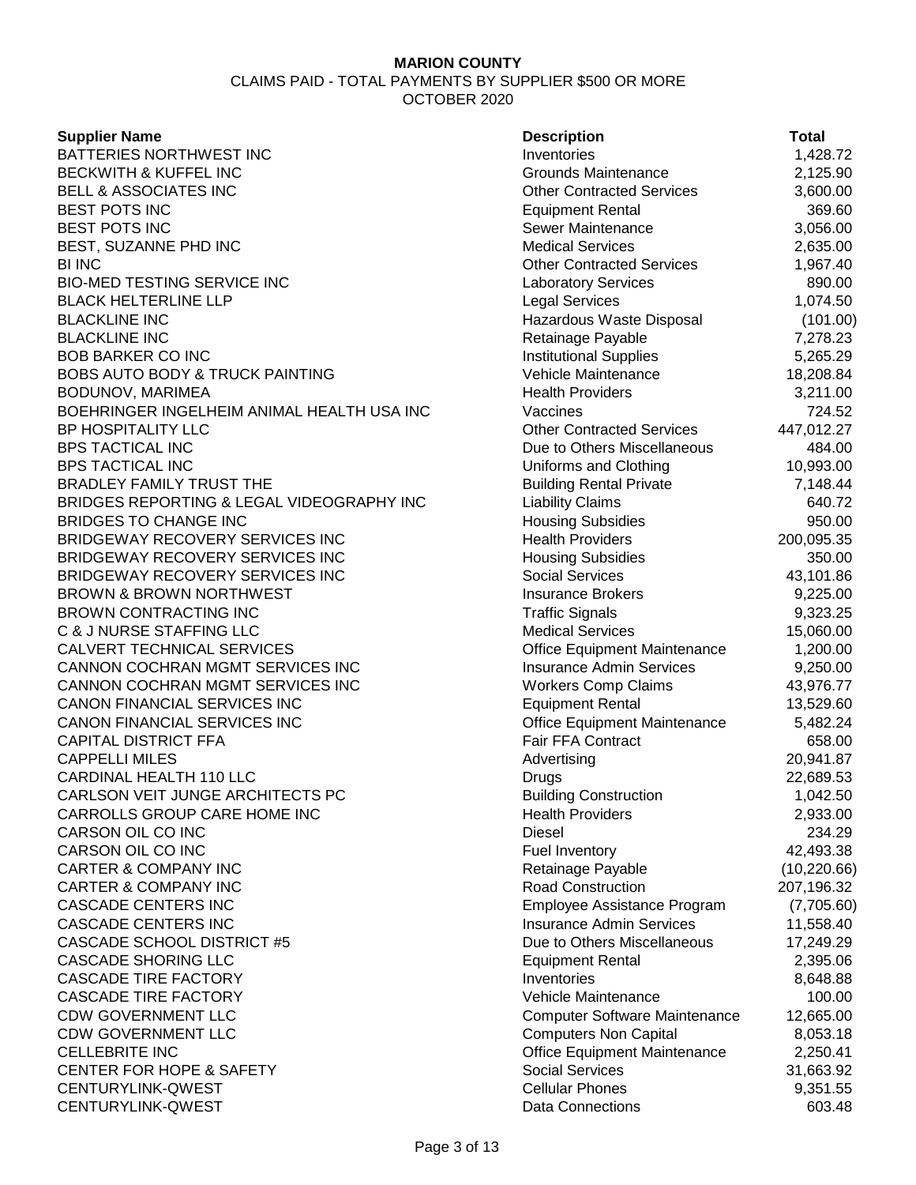**MARION COUNTY**

CLAIMS PAID - TOTAL PAYMENTS BY SUPPLIER $500 OR MORE

OCTOBER 2020

| Supplier Name | Description | Total |
|---|---|---|
| BATTERIES NORTHWEST INC | Inventories | 1,428.72 |
| BECKWITH & KUFFEL INC | Grounds Maintenance | 2,125.90 |
| BELL & ASSOCIATES INC | Other Contracted Services | 3,600.00 |
| BEST POTS INC | Equipment Rental | 369.60 |
| BEST POTS INC | Sewer Maintenance | 3,056.00 |
| BEST, SUZANNE PHD INC | Medical Services | 2,635.00 |
| BI INC | Other Contracted Services | 1,967.40 |
| BIO-MED TESTING SERVICE INC | Laboratory Services | 890.00 |
| BLACK HELTERLINE LLP | Legal Services | 1,074.50 |
| BLACKLINE INC | Hazardous Waste Disposal | (101.00) |
| BLACKLINE INC | Retainage Payable | 7,278.23 |
| BOB BARKER CO INC | Institutional Supplies | 5,265.29 |
| BOBS AUTO BODY & TRUCK PAINTING | Vehicle Maintenance | 18,208.84 |
| BODUNOV, MARIMEA | Health Providers | 3,211.00 |
| BOEHRINGER INGELHEIM ANIMAL HEALTH USA INC | Vaccines | 724.52 |
| BP HOSPITALITY LLC | Other Contracted Services | 447,012.27 |
| BPS TACTICAL INC | Due to Others Miscellaneous | 484.00 |
| BPS TACTICAL INC | Uniforms and Clothing | 10,993.00 |
| BRADLEY FAMILY TRUST THE | Building Rental Private | 7,148.44 |
| BRIDGES REPORTING & LEGAL VIDEOGRAPHY INC | Liability Claims | 640.72 |
| BRIDGES TO CHANGE INC | Housing Subsidies | 950.00 |
| BRIDGEWAY RECOVERY SERVICES INC | Health Providers | 200,095.35 |
| BRIDGEWAY RECOVERY SERVICES INC | Housing Subsidies | 350.00 |
| BRIDGEWAY RECOVERY SERVICES INC | Social Services | 43,101.86 |
| BROWN & BROWN NORTHWEST | Insurance Brokers | 9,225.00 |
| BROWN CONTRACTING INC | Traffic Signals | 9,323.25 |
| C & J NURSE STAFFING LLC | Medical Services | 15,060.00 |
| CALVERT TECHNICAL SERVICES | Office Equipment Maintenance | 1,200.00 |
| CANNON COCHRAN MGMT SERVICES INC | Insurance Admin Services | 9,250.00 |
| CANNON COCHRAN MGMT SERVICES INC | Workers Comp Claims | 43,976.77 |
| CANON FINANCIAL SERVICES INC | Equipment Rental | 13,529.60 |
| CANON FINANCIAL SERVICES INC | Office Equipment Maintenance | 5,482.24 |
| CAPITAL DISTRICT FFA | Fair FFA Contract | 658.00 |
| CAPPELLI MILES | Advertising | 20,941.87 |
| CARDINAL HEALTH 110 LLC | Drugs | 22,689.53 |
| CARLSON VEIT JUNGE ARCHITECTS PC | Building Construction | 1,042.50 |
| CARROLLS GROUP CARE HOME INC | Health Providers | 2,933.00 |
| CARSON OIL CO INC | Diesel | 234.29 |
| CARSON OIL CO INC | Fuel Inventory | 42,493.38 |
| CARTER & COMPANY INC | Retainage Payable | (10,220.66) |
| CARTER & COMPANY INC | Road Construction | 207,196.32 |
| CASCADE CENTERS INC | Employee Assistance Program | (7,705.60) |
| CASCADE CENTERS INC | Insurance Admin Services | 11,558.40 |
| CASCADE SCHOOL DISTRICT #5 | Due to Others Miscellaneous | 17,249.29 |
| CASCADE SHORING LLC | Equipment Rental | 2,395.06 |
| CASCADE TIRE FACTORY | Inventories | 8,648.88 |
| CASCADE TIRE FACTORY | Vehicle Maintenance | 100.00 |
| CDW GOVERNMENT LLC | Computer Software Maintenance | 12,665.00 |
| CDW GOVERNMENT LLC | Computers Non Capital | 8,053.18 |
| CELLEBRITE INC | Office Equipment Maintenance | 2,250.41 |
| CENTER FOR HOPE & SAFETY | Social Services | 31,663.92 |
| CENTURYLINK-QWEST | Cellular Phones | 9,351.55 |
| CENTURYLINK-QWEST | Data Connections | 603.48 |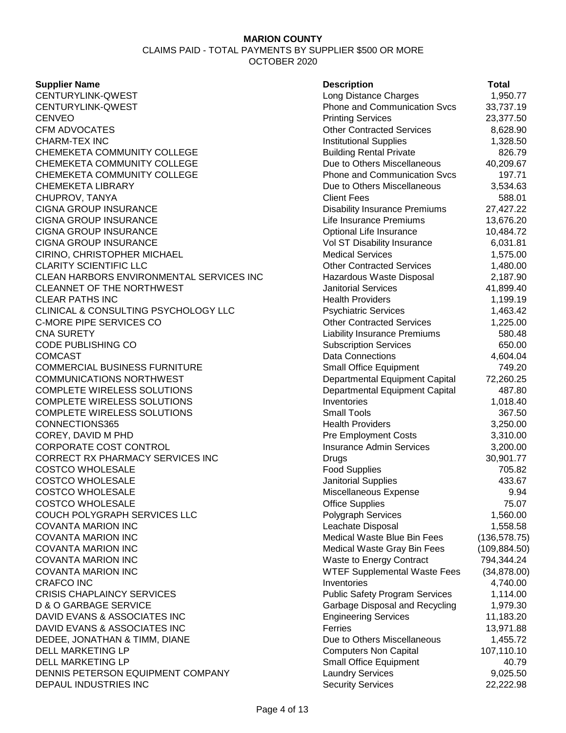**MARION COUNTY**

CLAIMS PAID - TOTAL PAYMENTS BY SUPPLIER $500 OR MORE

OCTOBER 2020

| Supplier Name | Description | Total |
|---|---|---|
| CENTURYLINK-QWEST | Long Distance Charges | 1,950.77 |
| CENTURYLINK-QWEST | Phone and Communication Svcs | 33,737.19 |
| CENVEO | Printing Services | 23,377.50 |
| CFM ADVOCATES | Other Contracted Services | 8,628.90 |
| CHARM-TEX INC | Institutional Supplies | 1,328.50 |
| CHEMEKETA COMMUNITY COLLEGE | Building Rental Private | 826.79 |
| CHEMEKETA COMMUNITY COLLEGE | Due to Others Miscellaneous | 40,209.67 |
| CHEMEKETA COMMUNITY COLLEGE | Phone and Communication Svcs | 197.71 |
| CHEMEKETA LIBRARY | Due to Others Miscellaneous | 3,534.63 |
| CHUPROV, TANYA | Client Fees | 588.01 |
| CIGNA GROUP INSURANCE | Disability Insurance Premiums | 27,427.22 |
| CIGNA GROUP INSURANCE | Life Insurance Premiums | 13,676.20 |
| CIGNA GROUP INSURANCE | Optional Life Insurance | 10,484.72 |
| CIGNA GROUP INSURANCE | Vol ST Disability Insurance | 6,031.81 |
| CIRINO, CHRISTOPHER MICHAEL | Medical Services | 1,575.00 |
| CLARITY SCIENTIFIC LLC | Other Contracted Services | 1,480.00 |
| CLEAN HARBORS ENVIRONMENTAL SERVICES INC | Hazardous Waste Disposal | 2,187.90 |
| CLEANNET OF THE NORTHWEST | Janitorial Services | 41,899.40 |
| CLEAR PATHS INC | Health Providers | 1,199.19 |
| CLINICAL & CONSULTING PSYCHOLOGY LLC | Psychiatric Services | 1,463.42 |
| C-MORE PIPE SERVICES CO | Other Contracted Services | 1,225.00 |
| CNA SURETY | Liability Insurance Premiums | 580.48 |
| CODE PUBLISHING CO | Subscription Services | 650.00 |
| COMCAST | Data Connections | 4,604.04 |
| COMMERCIAL BUSINESS FURNITURE | Small Office Equipment | 749.20 |
| COMMUNICATIONS NORTHWEST | Departmental Equipment Capital | 72,260.25 |
| COMPLETE WIRELESS SOLUTIONS | Departmental Equipment Capital | 487.80 |
| COMPLETE WIRELESS SOLUTIONS | Inventories | 1,018.40 |
| COMPLETE WIRELESS SOLUTIONS | Small Tools | 367.50 |
| CONNECTIONS365 | Health Providers | 3,250.00 |
| COREY, DAVID M PHD | Pre Employment Costs | 3,310.00 |
| CORPORATE COST CONTROL | Insurance Admin Services | 3,200.00 |
| CORRECT RX PHARMACY SERVICES INC | Drugs | 30,901.77 |
| COSTCO WHOLESALE | Food Supplies | 705.82 |
| COSTCO WHOLESALE | Janitorial Supplies | 433.67 |
| COSTCO WHOLESALE | Miscellaneous Expense | 9.94 |
| COSTCO WHOLESALE | Office Supplies | 75.07 |
| COUCH POLYGRAPH SERVICES LLC | Polygraph Services | 1,560.00 |
| COVANTA MARION INC | Leachate Disposal | 1,558.58 |
| COVANTA MARION INC | Medical Waste Blue Bin Fees | (136,578.75) |
| COVANTA MARION INC | Medical Waste Gray Bin Fees | (109,884.50) |
| COVANTA MARION INC | Waste to Energy Contract | 794,344.24 |
| COVANTA MARION INC | WTEF Supplemental Waste Fees | (34,878.00) |
| CRAFCO INC | Inventories | 4,740.00 |
| CRISIS CHAPLAINCY SERVICES | Public Safety Program Services | 1,114.00 |
| D & O GARBAGE SERVICE | Garbage Disposal and Recycling | 1,979.30 |
| DAVID EVANS & ASSOCIATES INC | Engineering Services | 11,183.20 |
| DAVID EVANS & ASSOCIATES INC | Ferries | 13,971.88 |
| DEDEE, JONATHAN & TIMM, DIANE | Due to Others Miscellaneous | 1,455.72 |
| DELL MARKETING LP | Computers Non Capital | 107,110.10 |
| DELL MARKETING LP | Small Office Equipment | 40.79 |
| DENNIS PETERSON EQUIPMENT COMPANY | Laundry Services | 9,025.50 |
| DEPAUL INDUSTRIES INC | Security Services | 22,222.98 |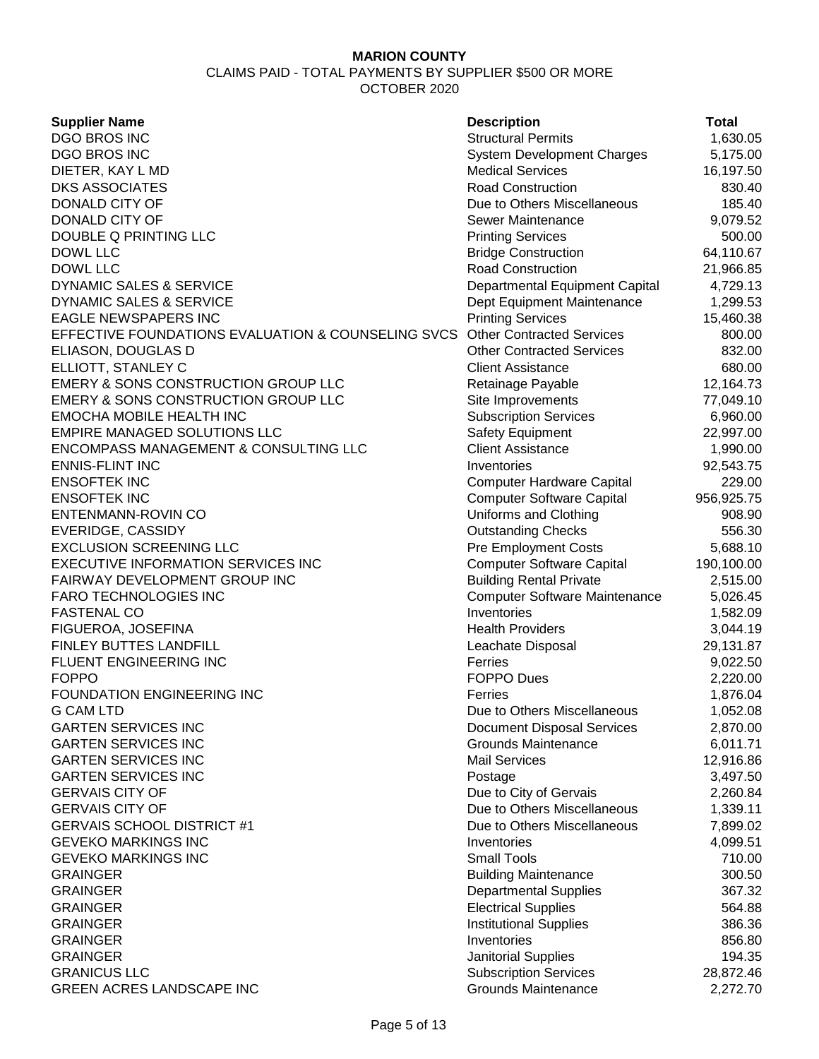**MARION COUNTY**

CLAIMS PAID - TOTAL PAYMENTS BY SUPPLIER $500 OR MORE

OCTOBER 2020

| Supplier Name | Description | Total |
|---|---|---|
| DGO BROS INC | Structural Permits | 1,630.05 |
| DGO BROS INC | System Development Charges | 5,175.00 |
| DIETER, KAY L MD | Medical Services | 16,197.50 |
| DKS ASSOCIATES | Road Construction | 830.40 |
| DONALD CITY OF | Due to Others Miscellaneous | 185.40 |
| DONALD CITY OF | Sewer Maintenance | 9,079.52 |
| DOUBLE Q PRINTING LLC | Printing Services | 500.00 |
| DOWL LLC | Bridge Construction | 64,110.67 |
| DOWL LLC | Road Construction | 21,966.85 |
| DYNAMIC SALES & SERVICE | Departmental Equipment Capital | 4,729.13 |
| DYNAMIC SALES & SERVICE | Dept Equipment Maintenance | 1,299.53 |
| EAGLE NEWSPAPERS INC | Printing Services | 15,460.38 |
| EFFECTIVE FOUNDATIONS EVALUATION & COUNSELING SVCS | Other Contracted Services | 800.00 |
| ELIASON, DOUGLAS D | Other Contracted Services | 832.00 |
| ELLIOTT, STANLEY C | Client Assistance | 680.00 |
| EMERY & SONS CONSTRUCTION GROUP LLC | Retainage Payable | 12,164.73 |
| EMERY & SONS CONSTRUCTION GROUP LLC | Site Improvements | 77,049.10 |
| EMOCHA MOBILE HEALTH INC | Subscription Services | 6,960.00 |
| EMPIRE MANAGED SOLUTIONS LLC | Safety Equipment | 22,997.00 |
| ENCOMPASS MANAGEMENT & CONSULTING LLC | Client Assistance | 1,990.00 |
| ENNIS-FLINT INC | Inventories | 92,543.75 |
| ENSOFTEK INC | Computer Hardware Capital | 229.00 |
| ENSOFTEK INC | Computer Software Capital | 956,925.75 |
| ENTENMANN-ROVIN CO | Uniforms and Clothing | 908.90 |
| EVERIDGE, CASSIDY | Outstanding Checks | 556.30 |
| EXCLUSION SCREENING LLC | Pre Employment Costs | 5,688.10 |
| EXECUTIVE INFORMATION SERVICES INC | Computer Software Capital | 190,100.00 |
| FAIRWAY DEVELOPMENT GROUP INC | Building Rental Private | 2,515.00 |
| FARO TECHNOLOGIES INC | Computer Software Maintenance | 5,026.45 |
| FASTENAL CO | Inventories | 1,582.09 |
| FIGUEROA, JOSEFINA | Health Providers | 3,044.19 |
| FINLEY BUTTES LANDFILL | Leachate Disposal | 29,131.87 |
| FLUENT ENGINEERING INC | Ferries | 9,022.50 |
| FOPPO | FOPPO Dues | 2,220.00 |
| FOUNDATION ENGINEERING INC | Ferries | 1,876.04 |
| G CAM LTD | Due to Others Miscellaneous | 1,052.08 |
| GARTEN SERVICES INC | Document Disposal Services | 2,870.00 |
| GARTEN SERVICES INC | Grounds Maintenance | 6,011.71 |
| GARTEN SERVICES INC | Mail Services | 12,916.86 |
| GARTEN SERVICES INC | Postage | 3,497.50 |
| GERVAIS CITY OF | Due to City of Gervais | 2,260.84 |
| GERVAIS CITY OF | Due to Others Miscellaneous | 1,339.11 |
| GERVAIS SCHOOL DISTRICT #1 | Due to Others Miscellaneous | 7,899.02 |
| GEVEKO MARKINGS INC | Inventories | 4,099.51 |
| GEVEKO MARKINGS INC | Small Tools | 710.00 |
| GRAINGER | Building Maintenance | 300.50 |
| GRAINGER | Departmental Supplies | 367.32 |
| GRAINGER | Electrical Supplies | 564.88 |
| GRAINGER | Institutional Supplies | 386.36 |
| GRAINGER | Inventories | 856.80 |
| GRAINGER | Janitorial Supplies | 194.35 |
| GRANICUS LLC | Subscription Services | 28,872.46 |
| GREEN ACRES LANDSCAPE INC | Grounds Maintenance | 2,272.70 |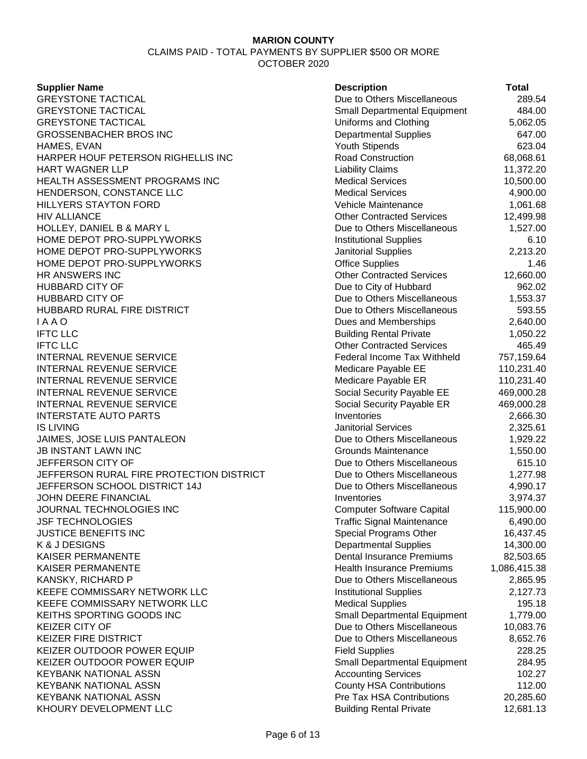**MARION COUNTY**

CLAIMS PAID - TOTAL PAYMENTS BY SUPPLIER $500 OR MORE

OCTOBER 2020

| Supplier Name | Description | Total |
|---|---|---|
| GREYSTONE TACTICAL | Due to Others Miscellaneous | 289.54 |
| GREYSTONE TACTICAL | Small Departmental Equipment | 484.00 |
| GREYSTONE TACTICAL | Uniforms and Clothing | 5,062.05 |
| GROSSENBACHER BROS INC | Departmental Supplies | 647.00 |
| HAMES, EVAN | Youth Stipends | 623.04 |
| HARPER HOUF PETERSON RIGHELLIS INC | Road Construction | 68,068.61 |
| HART WAGNER LLP | Liability Claims | 11,372.20 |
| HEALTH ASSESSMENT PROGRAMS INC | Medical Services | 10,500.00 |
| HENDERSON, CONSTANCE LLC | Medical Services | 4,900.00 |
| HILLYERS STAYTON FORD | Vehicle Maintenance | 1,061.68 |
| HIV ALLIANCE | Other Contracted Services | 12,499.98 |
| HOLLEY, DANIEL B & MARY L | Due to Others Miscellaneous | 1,527.00 |
| HOME DEPOT PRO-SUPPLYWORKS | Institutional Supplies | 6.10 |
| HOME DEPOT PRO-SUPPLYWORKS | Janitorial Supplies | 2,213.20 |
| HOME DEPOT PRO-SUPPLYWORKS | Office Supplies | 1.46 |
| HR ANSWERS INC | Other Contracted Services | 12,660.00 |
| HUBBARD CITY OF | Due to City of Hubbard | 962.02 |
| HUBBARD CITY OF | Due to Others Miscellaneous | 1,553.37 |
| HUBBARD RURAL FIRE DISTRICT | Due to Others Miscellaneous | 593.55 |
| I A A O | Dues and Memberships | 2,640.00 |
| IFTC LLC | Building Rental Private | 1,050.22 |
| IFTC LLC | Other Contracted Services | 465.49 |
| INTERNAL REVENUE SERVICE | Federal Income Tax Withheld | 757,159.64 |
| INTERNAL REVENUE SERVICE | Medicare Payable EE | 110,231.40 |
| INTERNAL REVENUE SERVICE | Medicare Payable ER | 110,231.40 |
| INTERNAL REVENUE SERVICE | Social Security Payable EE | 469,000.28 |
| INTERNAL REVENUE SERVICE | Social Security Payable ER | 469,000.28 |
| INTERSTATE AUTO PARTS | Inventories | 2,666.30 |
| IS LIVING | Janitorial Services | 2,325.61 |
| JAIMES, JOSE LUIS PANTALEON | Due to Others Miscellaneous | 1,929.22 |
| JB INSTANT LAWN INC | Grounds Maintenance | 1,550.00 |
| JEFFERSON CITY OF | Due to Others Miscellaneous | 615.10 |
| JEFFERSON RURAL FIRE PROTECTION DISTRICT | Due to Others Miscellaneous | 1,277.98 |
| JEFFERSON SCHOOL DISTRICT 14J | Due to Others Miscellaneous | 4,990.17 |
| JOHN DEERE FINANCIAL | Inventories | 3,974.37 |
| JOURNAL TECHNOLOGIES INC | Computer Software Capital | 115,900.00 |
| JSF TECHNOLOGIES | Traffic Signal Maintenance | 6,490.00 |
| JUSTICE BENEFITS INC | Special Programs Other | 16,437.45 |
| K & J DESIGNS | Departmental Supplies | 14,300.00 |
| KAISER PERMANENTE | Dental Insurance Premiums | 82,503.65 |
| KAISER PERMANENTE | Health Insurance Premiums | 1,086,415.38 |
| KANSKY, RICHARD P | Due to Others Miscellaneous | 2,865.95 |
| KEEFE COMMISSARY NETWORK LLC | Institutional Supplies | 2,127.73 |
| KEEFE COMMISSARY NETWORK LLC | Medical Supplies | 195.18 |
| KEITHS SPORTING GOODS INC | Small Departmental Equipment | 1,779.00 |
| KEIZER CITY OF | Due to Others Miscellaneous | 10,083.76 |
| KEIZER FIRE DISTRICT | Due to Others Miscellaneous | 8,652.76 |
| KEIZER OUTDOOR POWER EQUIP | Field Supplies | 228.25 |
| KEIZER OUTDOOR POWER EQUIP | Small Departmental Equipment | 284.95 |
| KEYBANK NATIONAL ASSN | Accounting Services | 102.27 |
| KEYBANK NATIONAL ASSN | County HSA Contributions | 112.00 |
| KEYBANK NATIONAL ASSN | Pre Tax HSA Contributions | 20,285.60 |
| KHOURY DEVELOPMENT LLC | Building Rental Private | 12,681.13 |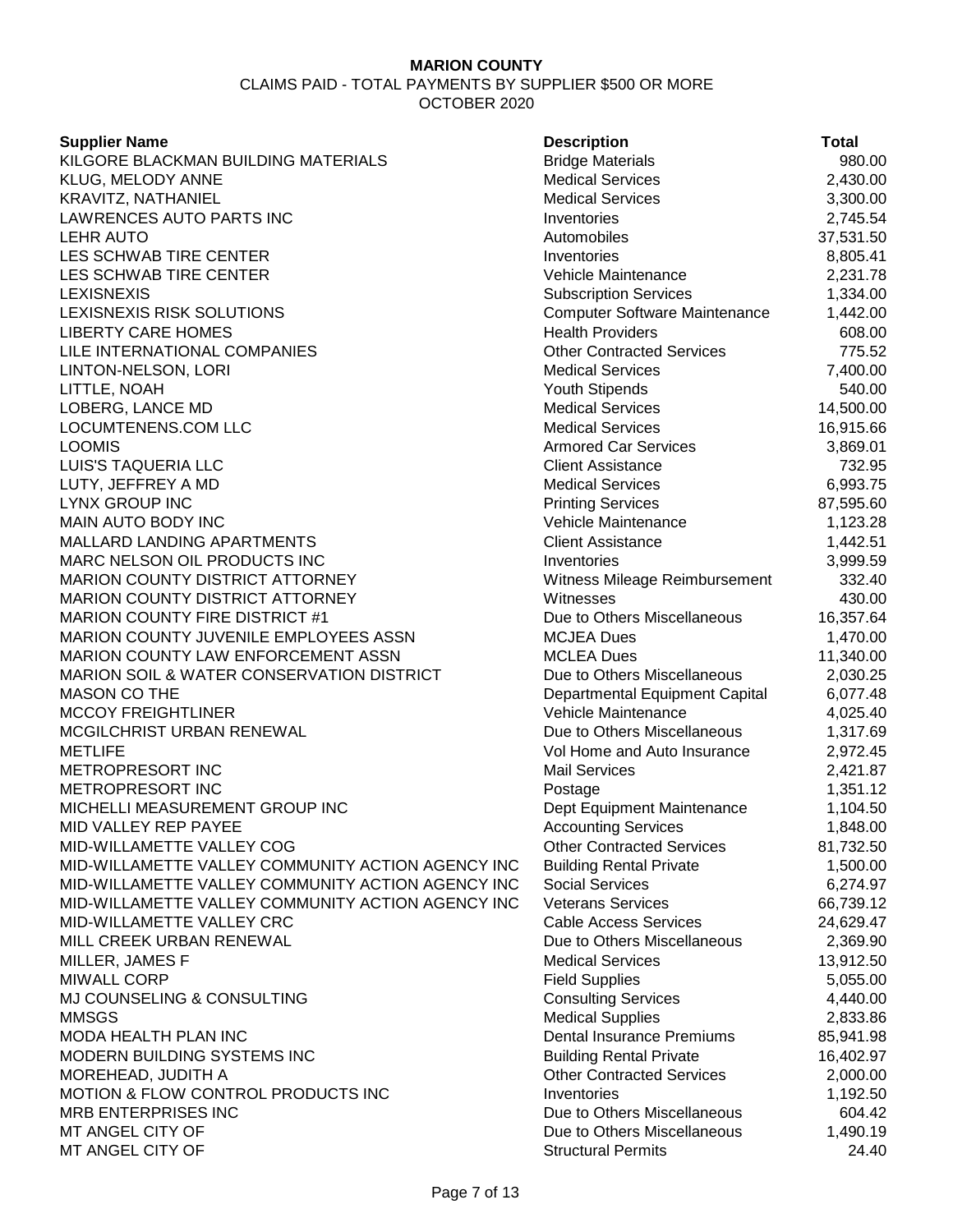**MARION COUNTY**

CLAIMS PAID - TOTAL PAYMENTS BY SUPPLIER $500 OR MORE

OCTOBER 2020

| Supplier Name | Description | Total |
|---|---|---|
| KILGORE BLACKMAN BUILDING MATERIALS | Bridge Materials | 980.00 |
| KLUG, MELODY ANNE | Medical Services | 2,430.00 |
| KRAVITZ, NATHANIEL | Medical Services | 3,300.00 |
| LAWRENCES AUTO PARTS INC | Inventories | 2,745.54 |
| LEHR AUTO | Automobiles | 37,531.50 |
| LES SCHWAB TIRE CENTER | Inventories | 8,805.41 |
| LES SCHWAB TIRE CENTER | Vehicle Maintenance | 2,231.78 |
| LEXISNEXIS | Subscription Services | 1,334.00 |
| LEXISNEXIS RISK SOLUTIONS | Computer Software Maintenance | 1,442.00 |
| LIBERTY CARE HOMES | Health Providers | 608.00 |
| LILE INTERNATIONAL COMPANIES | Other Contracted Services | 775.52 |
| LINTON-NELSON, LORI | Medical Services | 7,400.00 |
| LITTLE, NOAH | Youth Stipends | 540.00 |
| LOBERG, LANCE MD | Medical Services | 14,500.00 |
| LOCUMTENENS.COM LLC | Medical Services | 16,915.66 |
| LOOMIS | Armored Car Services | 3,869.01 |
| LUIS'S TAQUERIA LLC | Client Assistance | 732.95 |
| LUTY, JEFFREY A MD | Medical Services | 6,993.75 |
| LYNX GROUP INC | Printing Services | 87,595.60 |
| MAIN AUTO BODY INC | Vehicle Maintenance | 1,123.28 |
| MALLARD LANDING APARTMENTS | Client Assistance | 1,442.51 |
| MARC NELSON OIL PRODUCTS INC | Inventories | 3,999.59 |
| MARION COUNTY DISTRICT ATTORNEY | Witness Mileage Reimbursement | 332.40 |
| MARION COUNTY DISTRICT ATTORNEY | Witnesses | 430.00 |
| MARION COUNTY FIRE DISTRICT #1 | Due to Others Miscellaneous | 16,357.64 |
| MARION COUNTY JUVENILE EMPLOYEES ASSN | MCJEA Dues | 1,470.00 |
| MARION COUNTY LAW ENFORCEMENT ASSN | MCLEA Dues | 11,340.00 |
| MARION SOIL & WATER CONSERVATION DISTRICT | Due to Others Miscellaneous | 2,030.25 |
| MASON CO THE | Departmental Equipment Capital | 6,077.48 |
| MCCOY FREIGHTLINER | Vehicle Maintenance | 4,025.40 |
| MCGILCHRIST URBAN RENEWAL | Due to Others Miscellaneous | 1,317.69 |
| METLIFE | Vol Home and Auto Insurance | 2,972.45 |
| METROPRESORT INC | Mail Services | 2,421.87 |
| METROPRESORT INC | Postage | 1,351.12 |
| MICHELLI MEASUREMENT GROUP INC | Dept Equipment Maintenance | 1,104.50 |
| MID VALLEY REP PAYEE | Accounting Services | 1,848.00 |
| MID-WILLAMETTE VALLEY COG | Other Contracted Services | 81,732.50 |
| MID-WILLAMETTE VALLEY COMMUNITY ACTION AGENCY INC | Building Rental Private | 1,500.00 |
| MID-WILLAMETTE VALLEY COMMUNITY ACTION AGENCY INC | Social Services | 6,274.97 |
| MID-WILLAMETTE VALLEY COMMUNITY ACTION AGENCY INC | Veterans Services | 66,739.12 |
| MID-WILLAMETTE VALLEY CRC | Cable Access Services | 24,629.47 |
| MILL CREEK URBAN RENEWAL | Due to Others Miscellaneous | 2,369.90 |
| MILLER, JAMES F | Medical Services | 13,912.50 |
| MIWALL CORP | Field Supplies | 5,055.00 |
| MJ COUNSELING & CONSULTING | Consulting Services | 4,440.00 |
| MMSGS | Medical Supplies | 2,833.86 |
| MODA HEALTH PLAN INC | Dental Insurance Premiums | 85,941.98 |
| MODERN BUILDING SYSTEMS INC | Building Rental Private | 16,402.97 |
| MOREHEAD, JUDITH A | Other Contracted Services | 2,000.00 |
| MOTION & FLOW CONTROL PRODUCTS INC | Inventories | 1,192.50 |
| MRB ENTERPRISES INC | Due to Others Miscellaneous | 604.42 |
| MT ANGEL CITY OF | Due to Others Miscellaneous | 1,490.19 |
| MT ANGEL CITY OF | Structural Permits | 24.40 |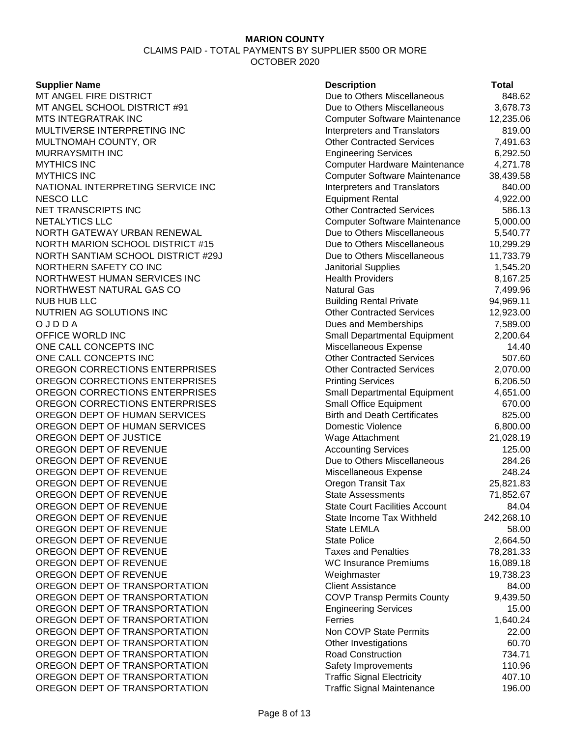**MARION COUNTY**

CLAIMS PAID - TOTAL PAYMENTS BY SUPPLIER $500 OR MORE

OCTOBER 2020

| Supplier Name | Description | Total |
|---|---|---|
| MT ANGEL FIRE DISTRICT | Due to Others Miscellaneous | 848.62 |
| MT ANGEL SCHOOL DISTRICT #91 | Due to Others Miscellaneous | 3,678.73 |
| MTS INTEGRATRAK INC | Computer Software Maintenance | 12,235.06 |
| MULTIVERSE INTERPRETING INC | Interpreters and Translators | 819.00 |
| MULTNOMAH COUNTY, OR | Other Contracted Services | 7,491.63 |
| MURRAYSMITH INC | Engineering Services | 6,292.50 |
| MYTHICS INC | Computer Hardware Maintenance | 4,271.78 |
| MYTHICS INC | Computer Software Maintenance | 38,439.58 |
| NATIONAL INTERPRETING SERVICE INC | Interpreters and Translators | 840.00 |
| NESCO LLC | Equipment Rental | 4,922.00 |
| NET TRANSCRIPTS INC | Other Contracted Services | 586.13 |
| NETALYTICS LLC | Computer Software Maintenance | 5,000.00 |
| NORTH GATEWAY URBAN RENEWAL | Due to Others Miscellaneous | 5,540.77 |
| NORTH MARION SCHOOL DISTRICT #15 | Due to Others Miscellaneous | 10,299.29 |
| NORTH SANTIAM SCHOOL DISTRICT #29J | Due to Others Miscellaneous | 11,733.79 |
| NORTHERN SAFETY CO INC | Janitorial Supplies | 1,545.20 |
| NORTHWEST HUMAN SERVICES INC | Health Providers | 8,167.25 |
| NORTHWEST NATURAL GAS CO | Natural Gas | 7,499.96 |
| NUB HUB LLC | Building Rental Private | 94,969.11 |
| NUTRIEN AG SOLUTIONS INC | Other Contracted Services | 12,923.00 |
| O J D D A | Dues and Memberships | 7,589.00 |
| OFFICE WORLD INC | Small Departmental Equipment | 2,200.64 |
| ONE CALL CONCEPTS INC | Miscellaneous Expense | 14.40 |
| ONE CALL CONCEPTS INC | Other Contracted Services | 507.60 |
| OREGON CORRECTIONS ENTERPRISES | Other Contracted Services | 2,070.00 |
| OREGON CORRECTIONS ENTERPRISES | Printing Services | 6,206.50 |
| OREGON CORRECTIONS ENTERPRISES | Small Departmental Equipment | 4,651.00 |
| OREGON CORRECTIONS ENTERPRISES | Small Office Equipment | 670.00 |
| OREGON DEPT OF HUMAN SERVICES | Birth and Death Certificates | 825.00 |
| OREGON DEPT OF HUMAN SERVICES | Domestic Violence | 6,800.00 |
| OREGON DEPT OF JUSTICE | Wage Attachment | 21,028.19 |
| OREGON DEPT OF REVENUE | Accounting Services | 125.00 |
| OREGON DEPT OF REVENUE | Due to Others Miscellaneous | 284.26 |
| OREGON DEPT OF REVENUE | Miscellaneous Expense | 248.24 |
| OREGON DEPT OF REVENUE | Oregon Transit Tax | 25,821.83 |
| OREGON DEPT OF REVENUE | State Assessments | 71,852.67 |
| OREGON DEPT OF REVENUE | State Court Facilities Account | 84.04 |
| OREGON DEPT OF REVENUE | State Income Tax Withheld | 242,268.10 |
| OREGON DEPT OF REVENUE | State LEMLA | 58.00 |
| OREGON DEPT OF REVENUE | State Police | 2,664.50 |
| OREGON DEPT OF REVENUE | Taxes and Penalties | 78,281.33 |
| OREGON DEPT OF REVENUE | WC Insurance Premiums | 16,089.18 |
| OREGON DEPT OF REVENUE | Weighmaster | 19,738.23 |
| OREGON DEPT OF TRANSPORTATION | Client Assistance | 84.00 |
| OREGON DEPT OF TRANSPORTATION | COVP Transp Permits County | 9,439.50 |
| OREGON DEPT OF TRANSPORTATION | Engineering Services | 15.00 |
| OREGON DEPT OF TRANSPORTATION | Ferries | 1,640.24 |
| OREGON DEPT OF TRANSPORTATION | Non COVP State Permits | 22.00 |
| OREGON DEPT OF TRANSPORTATION | Other Investigations | 60.70 |
| OREGON DEPT OF TRANSPORTATION | Road Construction | 734.71 |
| OREGON DEPT OF TRANSPORTATION | Safety Improvements | 110.96 |
| OREGON DEPT OF TRANSPORTATION | Traffic Signal Electricity | 407.10 |
| OREGON DEPT OF TRANSPORTATION | Traffic Signal Maintenance | 196.00 |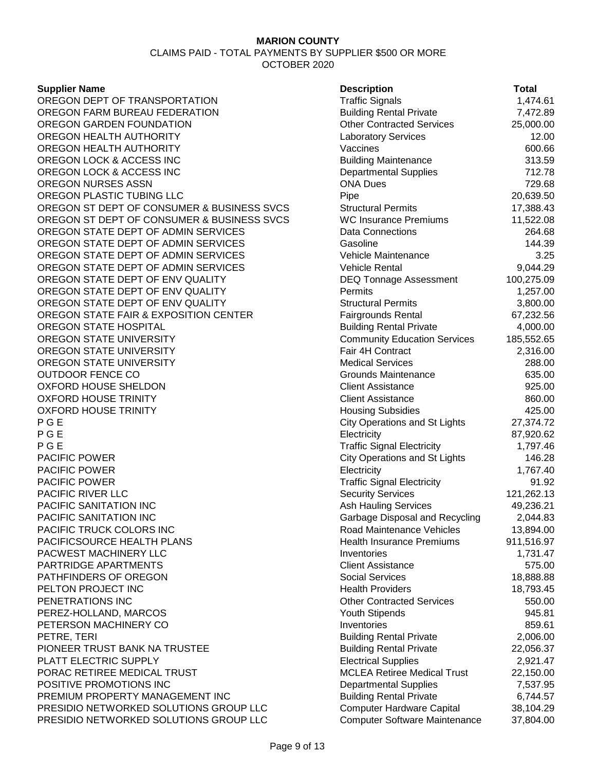**MARION COUNTY**

CLAIMS PAID - TOTAL PAYMENTS BY SUPPLIER $500 OR MORE

OCTOBER 2020

| Supplier Name | Description | Total |
|---|---|---|
| OREGON DEPT OF TRANSPORTATION | Traffic Signals | 1,474.61 |
| OREGON FARM BUREAU FEDERATION | Building Rental Private | 7,472.89 |
| OREGON GARDEN FOUNDATION | Other Contracted Services | 25,000.00 |
| OREGON HEALTH AUTHORITY | Laboratory Services | 12.00 |
| OREGON HEALTH AUTHORITY | Vaccines | 600.66 |
| OREGON LOCK & ACCESS INC | Building Maintenance | 313.59 |
| OREGON LOCK & ACCESS INC | Departmental Supplies | 712.78 |
| OREGON NURSES ASSN | ONA Dues | 729.68 |
| OREGON PLASTIC TUBING LLC | Pipe | 20,639.50 |
| OREGON ST DEPT OF CONSUMER & BUSINESS SVCS | Structural Permits | 17,388.43 |
| OREGON ST DEPT OF CONSUMER & BUSINESS SVCS | WC Insurance Premiums | 11,522.08 |
| OREGON STATE DEPT OF ADMIN SERVICES | Data Connections | 264.68 |
| OREGON STATE DEPT OF ADMIN SERVICES | Gasoline | 144.39 |
| OREGON STATE DEPT OF ADMIN SERVICES | Vehicle Maintenance | 3.25 |
| OREGON STATE DEPT OF ADMIN SERVICES | Vehicle Rental | 9,044.29 |
| OREGON STATE DEPT OF ENV QUALITY | DEQ Tonnage Assessment | 100,275.09 |
| OREGON STATE DEPT OF ENV QUALITY | Permits | 1,257.00 |
| OREGON STATE DEPT OF ENV QUALITY | Structural Permits | 3,800.00 |
| OREGON STATE FAIR & EXPOSITION CENTER | Fairgrounds Rental | 67,232.56 |
| OREGON STATE HOSPITAL | Building Rental Private | 4,000.00 |
| OREGON STATE UNIVERSITY | Community Education Services | 185,552.65 |
| OREGON STATE UNIVERSITY | Fair 4H Contract | 2,316.00 |
| OREGON STATE UNIVERSITY | Medical Services | 288.00 |
| OUTDOOR FENCE CO | Grounds Maintenance | 635.00 |
| OXFORD HOUSE SHELDON | Client Assistance | 925.00 |
| OXFORD HOUSE TRINITY | Client Assistance | 860.00 |
| OXFORD HOUSE TRINITY | Housing Subsidies | 425.00 |
| P G E | City Operations and St Lights | 27,374.72 |
| P G E | Electricity | 87,920.62 |
| P G E | Traffic Signal Electricity | 1,797.46 |
| PACIFIC POWER | City Operations and St Lights | 146.28 |
| PACIFIC POWER | Electricity | 1,767.40 |
| PACIFIC POWER | Traffic Signal Electricity | 91.92 |
| PACIFIC RIVER LLC | Security Services | 121,262.13 |
| PACIFIC SANITATION INC | Ash Hauling Services | 49,236.21 |
| PACIFIC SANITATION INC | Garbage Disposal and Recycling | 2,044.83 |
| PACIFIC TRUCK COLORS INC | Road Maintenance Vehicles | 13,894.00 |
| PACIFICSOURCE HEALTH PLANS | Health Insurance Premiums | 911,516.97 |
| PACWEST MACHINERY LLC | Inventories | 1,731.47 |
| PARTRIDGE APARTMENTS | Client Assistance | 575.00 |
| PATHFINDERS OF OREGON | Social Services | 18,888.88 |
| PELTON PROJECT INC | Health Providers | 18,793.45 |
| PENETRATIONS INC | Other Contracted Services | 550.00 |
| PEREZ-HOLLAND, MARCOS | Youth Stipends | 945.81 |
| PETERSON MACHINERY CO | Inventories | 859.61 |
| PETRE, TERI | Building Rental Private | 2,006.00 |
| PIONEER TRUST BANK NA TRUSTEE | Building Rental Private | 22,056.37 |
| PLATT ELECTRIC SUPPLY | Electrical Supplies | 2,921.47 |
| PORAC RETIREE MEDICAL TRUST | MCLEA Retiree Medical Trust | 22,150.00 |
| POSITIVE PROMOTIONS INC | Departmental Supplies | 7,537.95 |
| PREMIUM PROPERTY MANAGEMENT INC | Building Rental Private | 6,744.57 |
| PRESIDIO NETWORKED SOLUTIONS GROUP LLC | Computer Hardware Capital | 38,104.29 |
| PRESIDIO NETWORKED SOLUTIONS GROUP LLC | Computer Software Maintenance | 37,804.00 |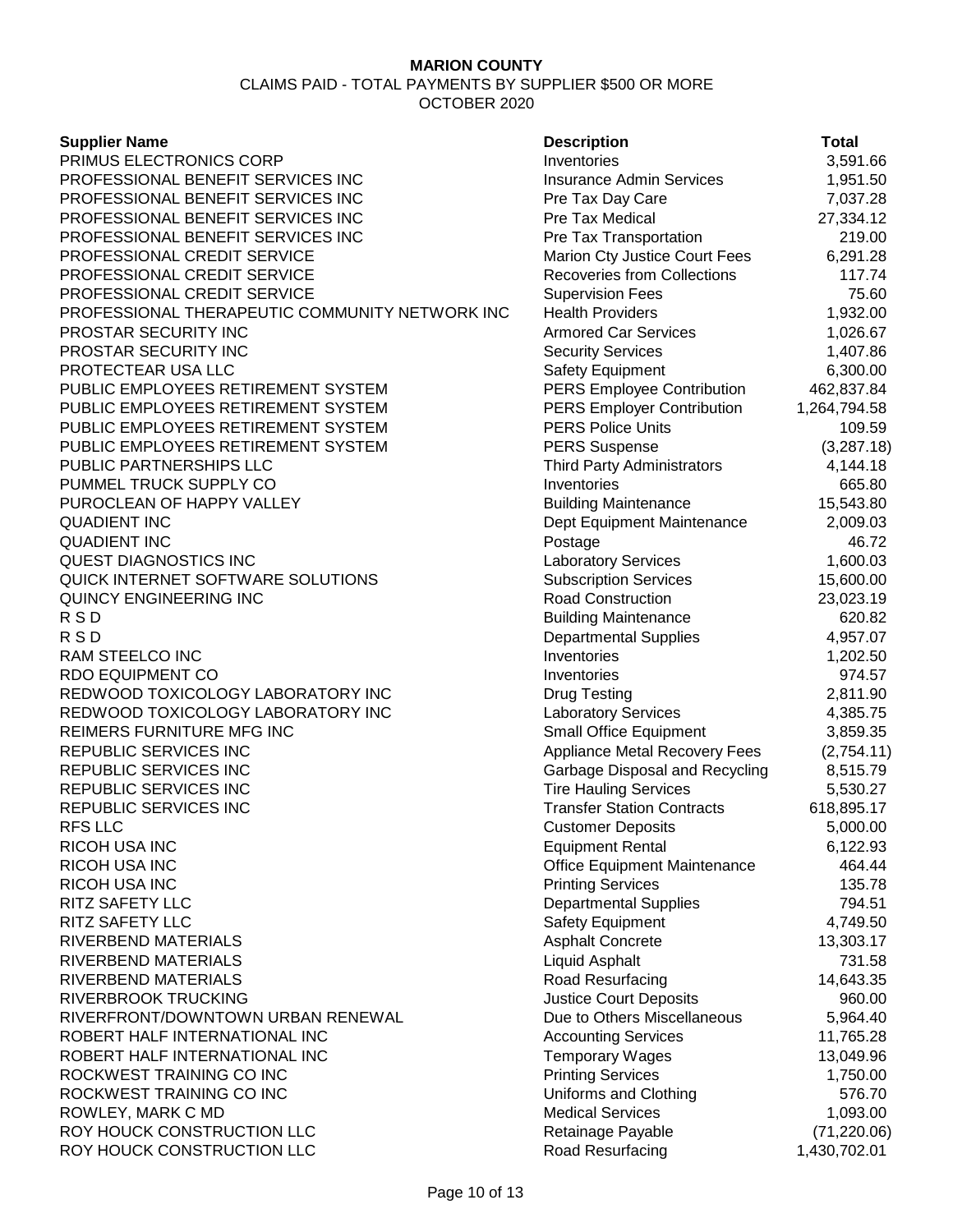**MARION COUNTY**

CLAIMS PAID - TOTAL PAYMENTS BY SUPPLIER $500 OR MORE

OCTOBER 2020

| Supplier Name | Description | Total |
|---|---|---|
| PRIMUS ELECTRONICS CORP | Inventories | 3,591.66 |
| PROFESSIONAL BENEFIT SERVICES INC | Insurance Admin Services | 1,951.50 |
| PROFESSIONAL BENEFIT SERVICES INC | Pre Tax Day Care | 7,037.28 |
| PROFESSIONAL BENEFIT SERVICES INC | Pre Tax Medical | 27,334.12 |
| PROFESSIONAL BENEFIT SERVICES INC | Pre Tax Transportation | 219.00 |
| PROFESSIONAL CREDIT SERVICE | Marion Cty Justice Court Fees | 6,291.28 |
| PROFESSIONAL CREDIT SERVICE | Recoveries from Collections | 117.74 |
| PROFESSIONAL CREDIT SERVICE | Supervision Fees | 75.60 |
| PROFESSIONAL THERAPEUTIC COMMUNITY NETWORK INC | Health Providers | 1,932.00 |
| PROSTAR SECURITY INC | Armored Car Services | 1,026.67 |
| PROSTAR SECURITY INC | Security Services | 1,407.86 |
| PROTECTEAR USA LLC | Safety Equipment | 6,300.00 |
| PUBLIC EMPLOYEES RETIREMENT SYSTEM | PERS Employee Contribution | 462,837.84 |
| PUBLIC EMPLOYEES RETIREMENT SYSTEM | PERS Employer Contribution | 1,264,794.58 |
| PUBLIC EMPLOYEES RETIREMENT SYSTEM | PERS Police Units | 109.59 |
| PUBLIC EMPLOYEES RETIREMENT SYSTEM | PERS Suspense | (3,287.18) |
| PUBLIC PARTNERSHIPS LLC | Third Party Administrators | 4,144.18 |
| PUMMEL TRUCK SUPPLY CO | Inventories | 665.80 |
| PUROCLEAN OF HAPPY VALLEY | Building Maintenance | 15,543.80 |
| QUADIENT INC | Dept Equipment Maintenance | 2,009.03 |
| QUADIENT INC | Postage | 46.72 |
| QUEST DIAGNOSTICS INC | Laboratory Services | 1,600.03 |
| QUICK INTERNET SOFTWARE SOLUTIONS | Subscription Services | 15,600.00 |
| QUINCY ENGINEERING INC | Road Construction | 23,023.19 |
| R S D | Building Maintenance | 620.82 |
| R S D | Departmental Supplies | 4,957.07 |
| RAM STEELCO INC | Inventories | 1,202.50 |
| RDO EQUIPMENT CO | Inventories | 974.57 |
| REDWOOD TOXICOLOGY LABORATORY INC | Drug Testing | 2,811.90 |
| REDWOOD TOXICOLOGY LABORATORY INC | Laboratory Services | 4,385.75 |
| REIMERS FURNITURE MFG INC | Small Office Equipment | 3,859.35 |
| REPUBLIC SERVICES INC | Appliance Metal Recovery Fees | (2,754.11) |
| REPUBLIC SERVICES INC | Garbage Disposal and Recycling | 8,515.79 |
| REPUBLIC SERVICES INC | Tire Hauling Services | 5,530.27 |
| REPUBLIC SERVICES INC | Transfer Station Contracts | 618,895.17 |
| RFS LLC | Customer Deposits | 5,000.00 |
| RICOH USA INC | Equipment Rental | 6,122.93 |
| RICOH USA INC | Office Equipment Maintenance | 464.44 |
| RICOH USA INC | Printing Services | 135.78 |
| RITZ SAFETY LLC | Departmental Supplies | 794.51 |
| RITZ SAFETY LLC | Safety Equipment | 4,749.50 |
| RIVERBEND MATERIALS | Asphalt Concrete | 13,303.17 |
| RIVERBEND MATERIALS | Liquid Asphalt | 731.58 |
| RIVERBEND MATERIALS | Road Resurfacing | 14,643.35 |
| RIVERBROOK TRUCKING | Justice Court Deposits | 960.00 |
| RIVERFRONT/DOWNTOWN URBAN RENEWAL | Due to Others Miscellaneous | 5,964.40 |
| ROBERT HALF INTERNATIONAL INC | Accounting Services | 11,765.28 |
| ROBERT HALF INTERNATIONAL INC | Temporary Wages | 13,049.96 |
| ROCKWEST TRAINING CO INC | Printing Services | 1,750.00 |
| ROCKWEST TRAINING CO INC | Uniforms and Clothing | 576.70 |
| ROWLEY, MARK C MD | Medical Services | 1,093.00 |
| ROY HOUCK CONSTRUCTION LLC | Retainage Payable | (71,220.06) |
| ROY HOUCK CONSTRUCTION LLC | Road Resurfacing | 1,430,702.01 |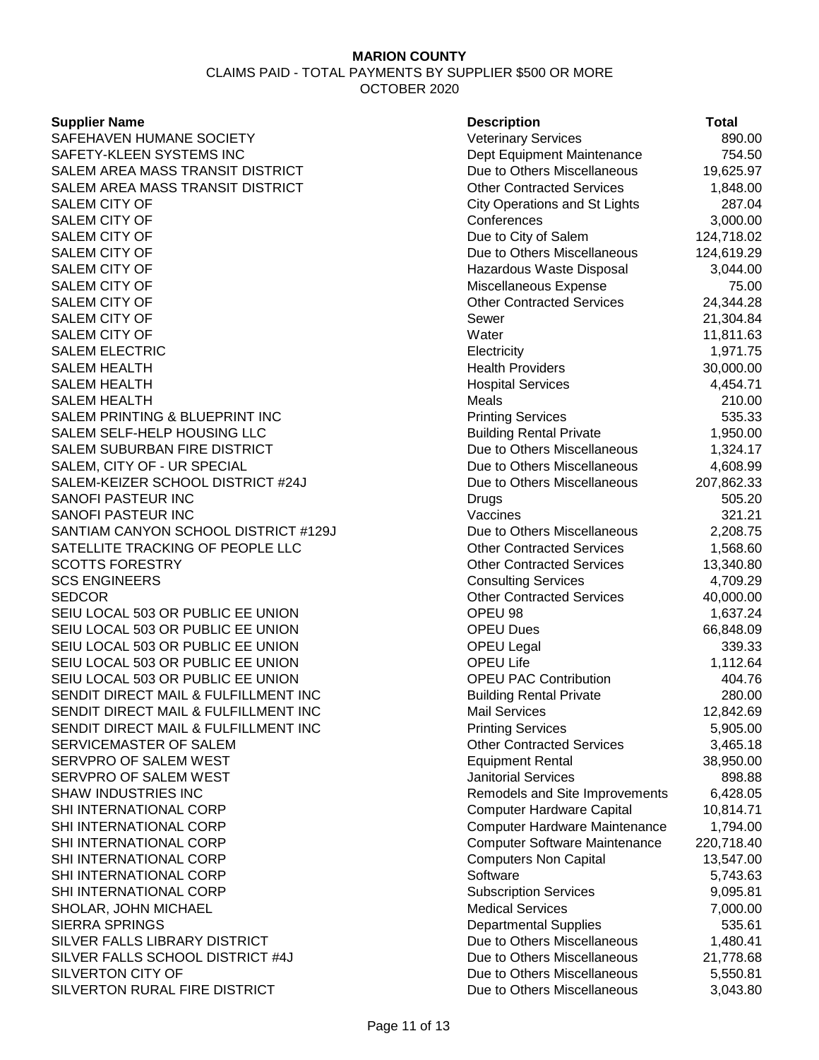**MARION COUNTY**

CLAIMS PAID - TOTAL PAYMENTS BY SUPPLIER $500 OR MORE

OCTOBER 2020

| Supplier Name | Description | Total |
|---|---|---|
| SAFEHAVEN HUMANE SOCIETY | Veterinary Services | 890.00 |
| SAFETY-KLEEN SYSTEMS INC | Dept Equipment Maintenance | 754.50 |
| SALEM AREA MASS TRANSIT DISTRICT | Due to Others Miscellaneous | 19,625.97 |
| SALEM AREA MASS TRANSIT DISTRICT | Other Contracted Services | 1,848.00 |
| SALEM CITY OF | City Operations and St Lights | 287.04 |
| SALEM CITY OF | Conferences | 3,000.00 |
| SALEM CITY OF | Due to City of Salem | 124,718.02 |
| SALEM CITY OF | Due to Others Miscellaneous | 124,619.29 |
| SALEM CITY OF | Hazardous Waste Disposal | 3,044.00 |
| SALEM CITY OF | Miscellaneous Expense | 75.00 |
| SALEM CITY OF | Other Contracted Services | 24,344.28 |
| SALEM CITY OF | Sewer | 21,304.84 |
| SALEM CITY OF | Water | 11,811.63 |
| SALEM ELECTRIC | Electricity | 1,971.75 |
| SALEM HEALTH | Health Providers | 30,000.00 |
| SALEM HEALTH | Hospital Services | 4,454.71 |
| SALEM HEALTH | Meals | 210.00 |
| SALEM PRINTING & BLUEPRINT INC | Printing Services | 535.33 |
| SALEM SELF-HELP HOUSING LLC | Building Rental Private | 1,950.00 |
| SALEM SUBURBAN FIRE DISTRICT | Due to Others Miscellaneous | 1,324.17 |
| SALEM, CITY OF - UR SPECIAL | Due to Others Miscellaneous | 4,608.99 |
| SALEM-KEIZER SCHOOL DISTRICT #24J | Due to Others Miscellaneous | 207,862.33 |
| SANOFI PASTEUR INC | Drugs | 505.20 |
| SANOFI PASTEUR INC | Vaccines | 321.21 |
| SANTIAM CANYON SCHOOL DISTRICT #129J | Due to Others Miscellaneous | 2,208.75 |
| SATELLITE TRACKING OF PEOPLE LLC | Other Contracted Services | 1,568.60 |
| SCOTTS FORESTRY | Other Contracted Services | 13,340.80 |
| SCS ENGINEERS | Consulting Services | 4,709.29 |
| SEDCOR | Other Contracted Services | 40,000.00 |
| SEIU LOCAL 503 OR PUBLIC EE UNION | OPEU 98 | 1,637.24 |
| SEIU LOCAL 503 OR PUBLIC EE UNION | OPEU Dues | 66,848.09 |
| SEIU LOCAL 503 OR PUBLIC EE UNION | OPEU Legal | 339.33 |
| SEIU LOCAL 503 OR PUBLIC EE UNION | OPEU Life | 1,112.64 |
| SEIU LOCAL 503 OR PUBLIC EE UNION | OPEU PAC Contribution | 404.76 |
| SENDIT DIRECT MAIL & FULFILLMENT INC | Building Rental Private | 280.00 |
| SENDIT DIRECT MAIL & FULFILLMENT INC | Mail Services | 12,842.69 |
| SENDIT DIRECT MAIL & FULFILLMENT INC | Printing Services | 5,905.00 |
| SERVICEMASTER OF SALEM | Other Contracted Services | 3,465.18 |
| SERVPRO OF SALEM WEST | Equipment Rental | 38,950.00 |
| SERVPRO OF SALEM WEST | Janitorial Services | 898.88 |
| SHAW INDUSTRIES INC | Remodels and Site Improvements | 6,428.05 |
| SHI INTERNATIONAL CORP | Computer Hardware Capital | 10,814.71 |
| SHI INTERNATIONAL CORP | Computer Hardware Maintenance | 1,794.00 |
| SHI INTERNATIONAL CORP | Computer Software Maintenance | 220,718.40 |
| SHI INTERNATIONAL CORP | Computers Non Capital | 13,547.00 |
| SHI INTERNATIONAL CORP | Software | 5,743.63 |
| SHI INTERNATIONAL CORP | Subscription Services | 9,095.81 |
| SHOLAR, JOHN MICHAEL | Medical Services | 7,000.00 |
| SIERRA SPRINGS | Departmental Supplies | 535.61 |
| SILVER FALLS LIBRARY DISTRICT | Due to Others Miscellaneous | 1,480.41 |
| SILVER FALLS SCHOOL DISTRICT #4J | Due to Others Miscellaneous | 21,778.68 |
| SILVERTON CITY OF | Due to Others Miscellaneous | 5,550.81 |
| SILVERTON RURAL FIRE DISTRICT | Due to Others Miscellaneous | 3,043.80 |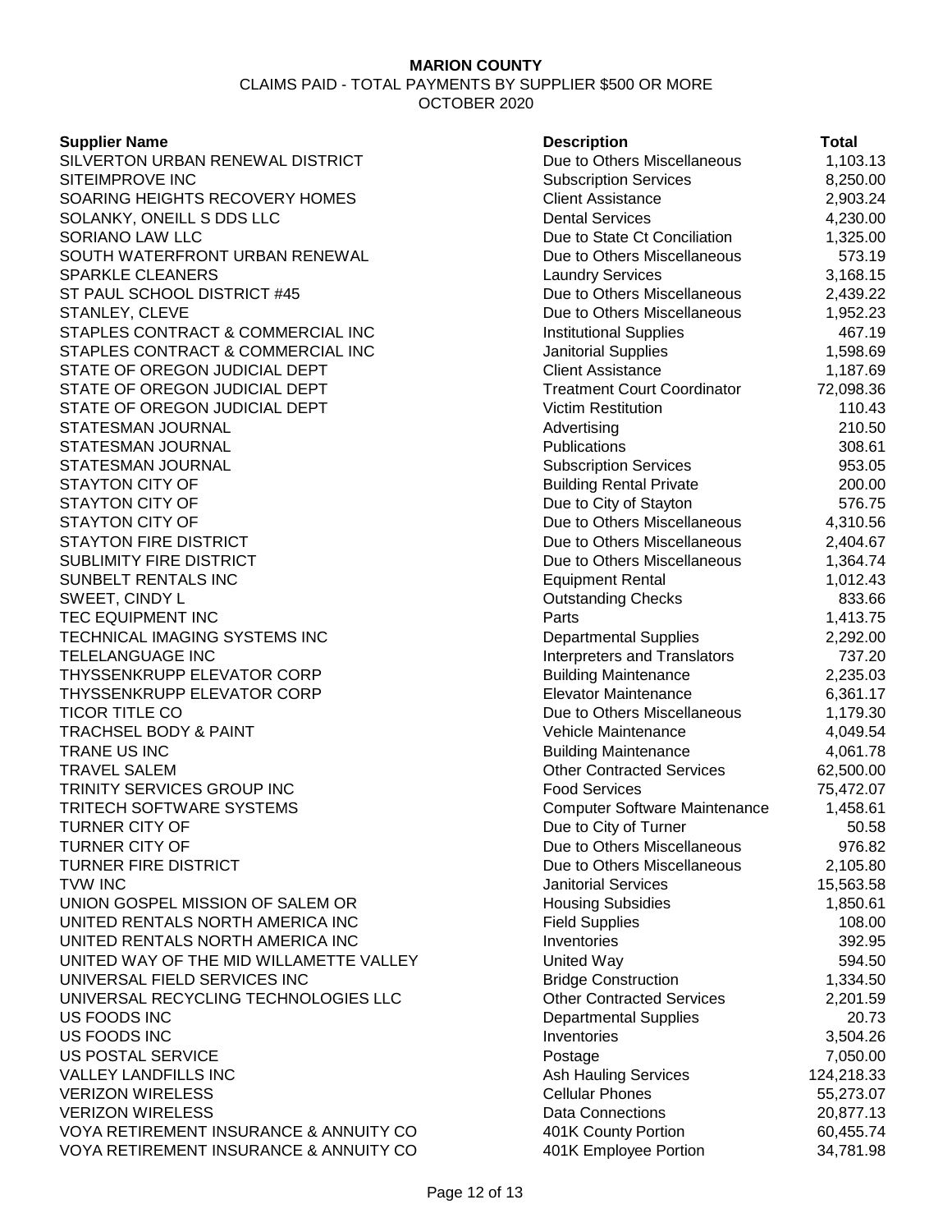**MARION COUNTY**

CLAIMS PAID - TOTAL PAYMENTS BY SUPPLIER $500 OR MORE

OCTOBER 2020

| Supplier Name | Description | Total |
|---|---|---|
| SILVERTON URBAN RENEWAL DISTRICT | Due to Others Miscellaneous | 1,103.13 |
| SITEIMPROVE INC | Subscription Services | 8,250.00 |
| SOARING HEIGHTS RECOVERY HOMES | Client Assistance | 2,903.24 |
| SOLANKY, ONEILL S DDS LLC | Dental Services | 4,230.00 |
| SORIANO LAW LLC | Due to State Ct Conciliation | 1,325.00 |
| SOUTH WATERFRONT URBAN RENEWAL | Due to Others Miscellaneous | 573.19 |
| SPARKLE CLEANERS | Laundry Services | 3,168.15 |
| ST PAUL SCHOOL DISTRICT #45 | Due to Others Miscellaneous | 2,439.22 |
| STANLEY, CLEVE | Due to Others Miscellaneous | 1,952.23 |
| STAPLES CONTRACT & COMMERCIAL INC | Institutional Supplies | 467.19 |
| STAPLES CONTRACT & COMMERCIAL INC | Janitorial Supplies | 1,598.69 |
| STATE OF OREGON JUDICIAL DEPT | Client Assistance | 1,187.69 |
| STATE OF OREGON JUDICIAL DEPT | Treatment Court Coordinator | 72,098.36 |
| STATE OF OREGON JUDICIAL DEPT | Victim Restitution | 110.43 |
| STATESMAN JOURNAL | Advertising | 210.50 |
| STATESMAN JOURNAL | Publications | 308.61 |
| STATESMAN JOURNAL | Subscription Services | 953.05 |
| STAYTON CITY OF | Building Rental Private | 200.00 |
| STAYTON CITY OF | Due to City of Stayton | 576.75 |
| STAYTON CITY OF | Due to Others Miscellaneous | 4,310.56 |
| STAYTON FIRE DISTRICT | Due to Others Miscellaneous | 2,404.67 |
| SUBLIMITY FIRE DISTRICT | Due to Others Miscellaneous | 1,364.74 |
| SUNBELT RENTALS INC | Equipment Rental | 1,012.43 |
| SWEET, CINDY L | Outstanding Checks | 833.66 |
| TEC EQUIPMENT INC | Parts | 1,413.75 |
| TECHNICAL IMAGING SYSTEMS INC | Departmental Supplies | 2,292.00 |
| TELELANGUAGE INC | Interpreters and Translators | 737.20 |
| THYSSENKRUPP ELEVATOR CORP | Building Maintenance | 2,235.03 |
| THYSSENKRUPP ELEVATOR CORP | Elevator Maintenance | 6,361.17 |
| TICOR TITLE CO | Due to Others Miscellaneous | 1,179.30 |
| TRACHSEL BODY & PAINT | Vehicle Maintenance | 4,049.54 |
| TRANE US INC | Building Maintenance | 4,061.78 |
| TRAVEL SALEM | Other Contracted Services | 62,500.00 |
| TRINITY SERVICES GROUP INC | Food Services | 75,472.07 |
| TRITECH SOFTWARE SYSTEMS | Computer Software Maintenance | 1,458.61 |
| TURNER CITY OF | Due to City of Turner | 50.58 |
| TURNER CITY OF | Due to Others Miscellaneous | 976.82 |
| TURNER FIRE DISTRICT | Due to Others Miscellaneous | 2,105.80 |
| TVW INC | Janitorial Services | 15,563.58 |
| UNION GOSPEL MISSION OF SALEM OR | Housing Subsidies | 1,850.61 |
| UNITED RENTALS NORTH AMERICA INC | Field Supplies | 108.00 |
| UNITED RENTALS NORTH AMERICA INC | Inventories | 392.95 |
| UNITED WAY OF THE MID WILLAMETTE VALLEY | United Way | 594.50 |
| UNIVERSAL FIELD SERVICES INC | Bridge Construction | 1,334.50 |
| UNIVERSAL RECYCLING TECHNOLOGIES LLC | Other Contracted Services | 2,201.59 |
| US FOODS INC | Departmental Supplies | 20.73 |
| US FOODS INC | Inventories | 3,504.26 |
| US POSTAL SERVICE | Postage | 7,050.00 |
| VALLEY LANDFILLS INC | Ash Hauling Services | 124,218.33 |
| VERIZON WIRELESS | Cellular Phones | 55,273.07 |
| VERIZON WIRELESS | Data Connections | 20,877.13 |
| VOYA RETIREMENT INSURANCE & ANNUITY CO | 401K County Portion | 60,455.74 |
| VOYA RETIREMENT INSURANCE & ANNUITY CO | 401K Employee Portion | 34,781.98 |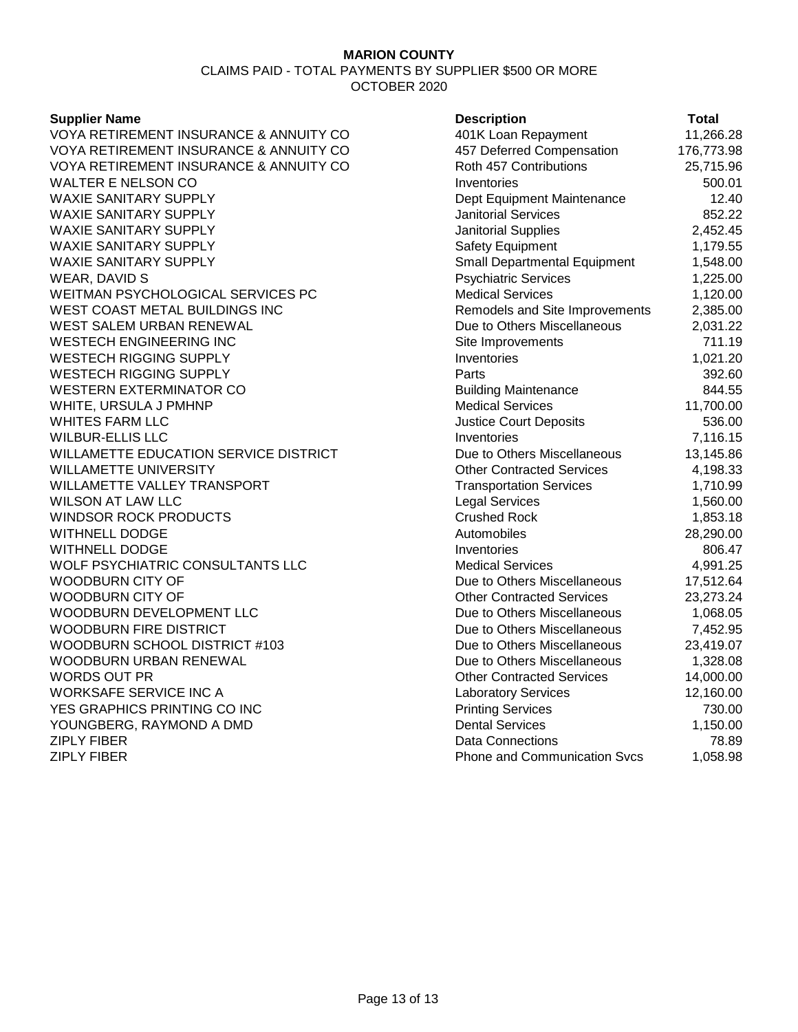**MARION COUNTY**

CLAIMS PAID - TOTAL PAYMENTS BY SUPPLIER $500 OR MORE

OCTOBER 2020

| Supplier Name | Description | Total |
|---|---|---|
| VOYA RETIREMENT INSURANCE & ANNUITY CO | 401K Loan Repayment | 11,266.28 |
| VOYA RETIREMENT INSURANCE & ANNUITY CO | 457 Deferred Compensation | 176,773.98 |
| VOYA RETIREMENT INSURANCE & ANNUITY CO | Roth 457 Contributions | 25,715.96 |
| WALTER E NELSON CO | Inventories | 500.01 |
| WAXIE SANITARY SUPPLY | Dept Equipment Maintenance | 12.40 |
| WAXIE SANITARY SUPPLY | Janitorial Services | 852.22 |
| WAXIE SANITARY SUPPLY | Janitorial Supplies | 2,452.45 |
| WAXIE SANITARY SUPPLY | Safety Equipment | 1,179.55 |
| WAXIE SANITARY SUPPLY | Small Departmental Equipment | 1,548.00 |
| WEAR, DAVID S | Psychiatric Services | 1,225.00 |
| WEITMAN PSYCHOLOGICAL SERVICES PC | Medical Services | 1,120.00 |
| WEST COAST METAL BUILDINGS INC | Remodels and Site Improvements | 2,385.00 |
| WEST SALEM URBAN RENEWAL | Due to Others Miscellaneous | 2,031.22 |
| WESTECH ENGINEERING INC | Site Improvements | 711.19 |
| WESTECH RIGGING SUPPLY | Inventories | 1,021.20 |
| WESTECH RIGGING SUPPLY | Parts | 392.60 |
| WESTERN EXTERMINATOR CO | Building Maintenance | 844.55 |
| WHITE, URSULA J PMHNP | Medical Services | 11,700.00 |
| WHITES FARM LLC | Justice Court Deposits | 536.00 |
| WILBUR-ELLIS LLC | Inventories | 7,116.15 |
| WILLAMETTE EDUCATION SERVICE DISTRICT | Due to Others Miscellaneous | 13,145.86 |
| WILLAMETTE UNIVERSITY | Other Contracted Services | 4,198.33 |
| WILLAMETTE VALLEY TRANSPORT | Transportation Services | 1,710.99 |
| WILSON AT LAW LLC | Legal Services | 1,560.00 |
| WINDSOR ROCK PRODUCTS | Crushed Rock | 1,853.18 |
| WITHNELL DODGE | Automobiles | 28,290.00 |
| WITHNELL DODGE | Inventories | 806.47 |
| WOLF PSYCHIATRIC CONSULTANTS LLC | Medical Services | 4,991.25 |
| WOODBURN CITY OF | Due to Others Miscellaneous | 17,512.64 |
| WOODBURN CITY OF | Other Contracted Services | 23,273.24 |
| WOODBURN DEVELOPMENT LLC | Due to Others Miscellaneous | 1,068.05 |
| WOODBURN FIRE DISTRICT | Due to Others Miscellaneous | 7,452.95 |
| WOODBURN SCHOOL DISTRICT #103 | Due to Others Miscellaneous | 23,419.07 |
| WOODBURN URBAN RENEWAL | Due to Others Miscellaneous | 1,328.08 |
| WORDS OUT PR | Other Contracted Services | 14,000.00 |
| WORKSAFE SERVICE INC A | Laboratory Services | 12,160.00 |
| YES GRAPHICS PRINTING CO INC | Printing Services | 730.00 |
| YOUNGBERG, RAYMOND A DMD | Dental Services | 1,150.00 |
| ZIPLY FIBER | Data Connections | 78.89 |
| ZIPLY FIBER | Phone and Communication Svcs | 1,058.98 |